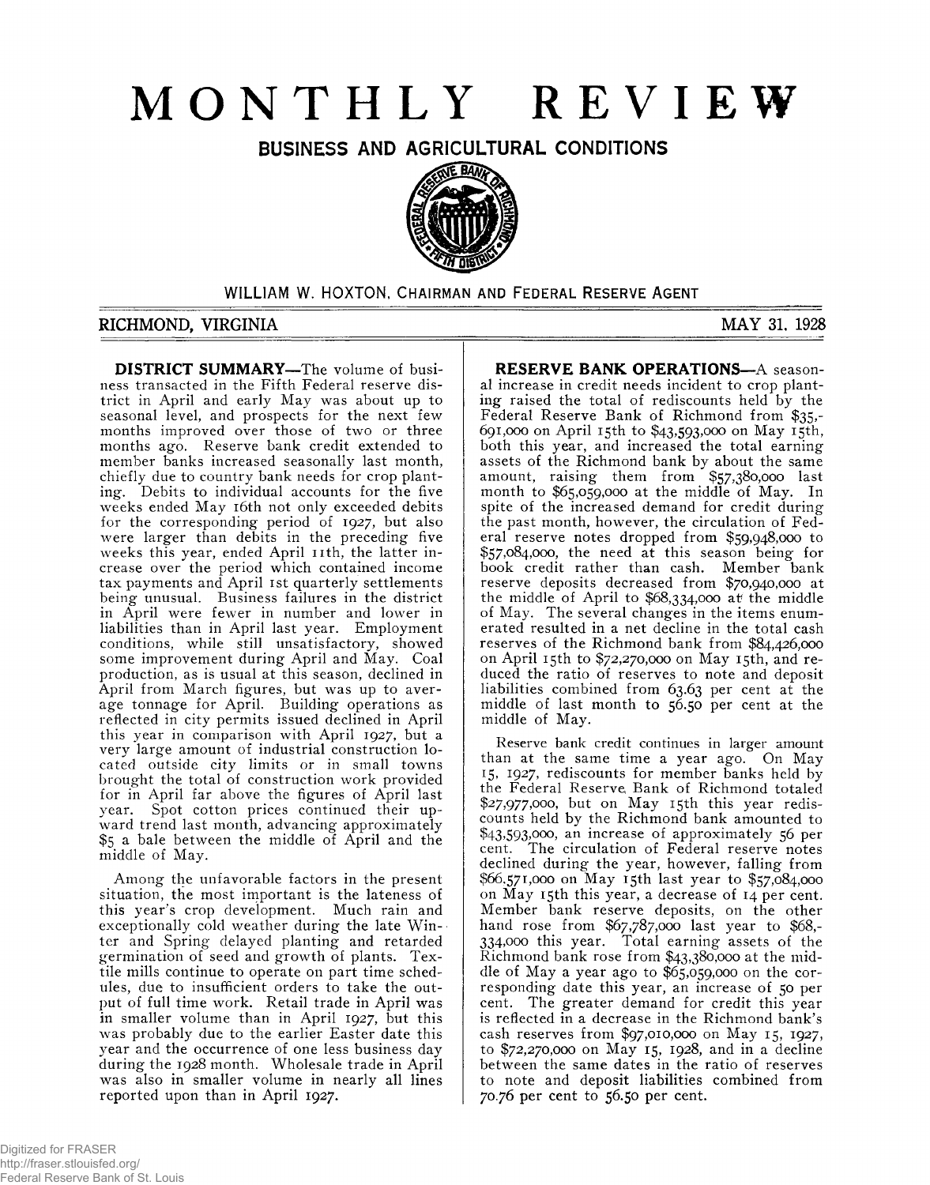# MONTHLY REVIEW

## BUSINESS AND AGRICULTURAL CONDITIONS

WILLIAM W. HOXTON, CHAIRMAN AND FEDERAL RESERVE AGENT

RICHMOND, VIRGINIA — MAY 31, 1928

**DISTRICT SUMMARY**—The volume of business transacted in the Fifth Federal reserve district in April and early May was about up to seasonal level, and prospects for the next few months improved over those of two or three months ago. Reserve bank credit extended to member banks increased seasonally last month, chiefly due to country bank needs for crop planting. Debits to individual accounts for the five weeks ended May 16th not only exceeded debits for the corresponding period of 1927, but also were larger than debits in the preceding five weeks this year, ended April 11th, the latter increase over the period which contained income tax payments and April 1st quarterly settlements being unusual. Business failures in the district in April were fewer in number and lower in liabilities than in April last year. Employment conditions, while still unsatisfactory, showed some improvement during April and May. Coal production, as is usual at this season, declined in April from March figures, but was up to average tonnage for April. Building operations as reflected in city permits issued declined in April this year in comparison with April 1927, but a very large amount of industrial construction located outside city limits or in small towns brought the total of construction work provided for in April far above the figures of April last year. Spot cotton prices continued their upward trend last month, advancing approximately $5 a bale between the middle of April and the middle of May.

Among the unfavorable factors in the present situation, the most important is the lateness of this year's crop development. Much rain and exceptionally cold weather during the late Winter and Spring delayed planting and retarded germination of seed and growth of plants. Textile mills continue to operate on part time schedules, due to insufficient orders to take the output of full time work. Retail trade in April was in smaller volume than in April 1927, but this was probably due to the earlier Easter date this year and the occurrence of one less business day during the 1928 month. Wholesale trade in April was also in smaller volume in nearly all lines reported upon than in April 1927.

**RESERVE BANK OPERATIONS**—A seasonal increase in credit needs incident to crop planting raised the total of rediscounts held by the Federal Reserve Bank of Richmond from $35,691,000 on April 15th to $43,593,000 on May 15th, both this year, and increased the total earning assets of the Richmond bank by about the same amount, raising them from $57,380,000 last month to $65,059,000 at the middle of May. In spite of the increased demand for credit during the past month, however, the circulation of Federal reserve notes dropped from $59,948,000 to $57,084,000, the need at this season being for book credit rather than cash. Member bank reserve deposits decreased from $70,940,000 at the middle of April to $68,334,000 at the middle of May. The several changes in the items enumerated resulted in a net decline in the total cash reserves of the Richmond bank from $84,426,000 on April 15th to $72,270,000 on May 15th, and reduced the ratio of reserves to note and deposit liabilities combined from 63.63 per cent at the middle of last month to 56.50 per cent at the middle of May.

Reserve bank credit continues in larger amount than at the same time a year ago. On May 15, 1927, rediscounts for member banks held by the Federal Reserve Bank of Richmond totaled $27,977,000, but on May 15th this year rediscounts held by the Richmond bank amounted to $43,593,000, an increase of approximately 56 per cent. The circulation of Federal reserve notes declined during the year, however, falling from $66,571,000 on May 15th last year to $57,084,000 on May 15th this year, a decrease of 14 per cent. Member bank reserve deposits, on the other hand rose from $67,787,000 last year to $68,334,000 this year. Total earning assets of the Richmond bank rose from $43,380,000 at the middle of May a year ago to $65,059,000 on the corresponding date this year, an increase of 50 per cent. The greater demand for credit this year is reflected in a decrease in the Richmond bank's cash reserves from $97,010,000 on May 15, 1927, to $72,270,000 on May 15, 1928, and in a decline between the same dates in the ratio of reserves to note and deposit liabilities combined from 70.76 per cent to 56.50 per cent.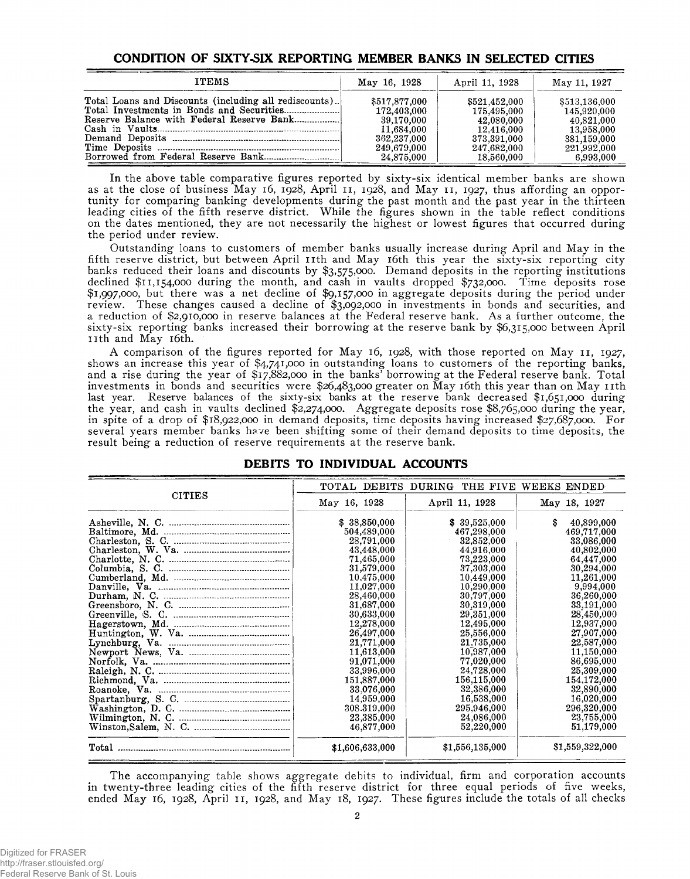## CONDITION OF SIXTY-SIX REPORTING MEMBER BANKS IN SELECTED CITIES

| ITEMS | May 16, 1928 | April 11, 1928 | May 11, 1927 |
|---|---|---|---|
| Total Loans and Discounts (including all rediscounts) | $517,877,000 | $521,452,000 | $513,136,000 |
| Total Investments in Bonds and Securities | 172,403,000 | 175,495,000 | 145,920,000 |
| Reserve Balance with Federal Reserve Bank | 39,170,000 | 42,080,000 | 40,821,000 |
| Cash in Vaults | 11,684,000 | 12,416,000 | 13,958,000 |
| Demand Deposits | 362,237,000 | 373,391,000 | 381,159,000 |
| Time Deposits | 249,679,000 | 247,682,000 | 221,992,000 |
| Borrowed from Federal Reserve Bank | 24,875,000 | 18,560,000 | 6,993,000 |

In the above table comparative figures reported by sixty-six identical member banks are shown as at the close of business May 16, 1928, April 11, 1928, and May 11, 1927, thus affording an opportunity for comparing banking developments during the past month and the past year in the thirteen leading cities of the fifth reserve district. While the figures shown in the table reflect conditions on the dates mentioned, they are not necessarily the highest or lowest figures that occurred during the period under review.

Outstanding loans to customers of member banks usually increase during April and May in the fifth reserve district, but between April 11th and May 16th this year the sixty-six reporting city banks reduced their loans and discounts by $3,575,000. Demand deposits in the reporting institutions declined $11,154,000 during the month, and cash in vaults dropped $732,000. Time deposits rose $1,997,000, but there was a net decline of $9,157,000 in aggregate deposits during the period under review. These changes caused a decline of $3,092,000 in investments in bonds and securities, and a reduction of $2,910,000 in reserve balances at the Federal reserve bank. As a further outcome, the sixty-six reporting banks increased their borrowing at the reserve bank by $6,315,000 between April 11th and May 16th.

A comparison of the figures reported for May 16, 1928, with those reported on May 11, 1927, shows an increase this year of $4,741,000 in outstanding loans to customers of the reporting banks, and a rise during the year of $17,882,000 in the banks' borrowing at the Federal reserve bank. Total investments in bonds and securities were $26,483,000 greater on May 16th this year than on May 11th last year. Reserve balances of the sixty-six banks at the reserve bank decreased $1,651,000 during the year, and cash in vaults declined $2,274,000. Aggregate deposits rose $8,765,000 during the year, in spite of a drop of $18,922,000 in demand deposits, time deposits having increased $27,687,000. For several years member banks have been shifting some of their demand deposits to time deposits, the result being a reduction of reserve requirements at the reserve bank.

## DEBITS TO INDIVIDUAL ACCOUNTS

| CITIES | TOTAL DEBITS DURING THE FIVE WEEKS ENDED | | |
|---|---|---|---|
| | May 16, 1928 | April 11, 1928 | May 18, 1927 |
| Asheville, N. C. | $ 38,850,000 | $ 39,525,000 | $ 40,899,000 |
| Baltimore, Md. | 504,489,000 | 467,298,000 | 469,717,000 |
| Charleston, S. C. | 28,791,000 | 32,852,000 | 33,086,000 |
| Charleston, W. Va. | 43,448,000 | 44,916,000 | 40,802,000 |
| Charlotte, N. C. | 71,465,000 | 73,223,000 | 64,447,000 |
| Columbia, S. C. | 31,579,000 | 37,303,000 | 30,294,000 |
| Cumberland, Md. | 10,475,000 | 10,449,000 | 11,261,000 |
| Danville, Va. | 11,027,000 | 10,290,000 | 9,994,000 |
| Durham, N. C. | 28,460,000 | 30,797,000 | 36,260,000 |
| Greensboro, N. C. | 31,687,000 | 30,319,000 | 33,191,000 |
| Greenville, S. C. | 30,633,000 | 29,351,000 | 28,450,000 |
| Hagerstown, Md. | 12,278,000 | 12,495,000 | 12,937,000 |
| Huntington, W. Va. | 26,497,000 | 25,556,000 | 27,907,000 |
| Lynchburg, Va. | 21,771,000 | 21,735,000 | 22,587,000 |
| Newport News, Va. | 11,613,000 | 10,987,000 | 11,150,000 |
| Norfolk, Va. | 91,071,000 | 77,020,000 | 86,695,000 |
| Raleigh, N. C. | 33,996,000 | 24,728,000 | 25,309,000 |
| Richmond, Va. | 151,887,000 | 156,115,000 | 154,172,000 |
| Roanoke, Va. | 33,076,000 | 32,386,000 | 32,890,000 |
| Spartanburg, S. C. | 14,959,000 | 16,538,000 | 16,020,000 |
| Washington, D. C. | 308,319,000 | 295,946,000 | 296,320,000 |
| Wilmington, N. C. | 23,385,000 | 24,086,000 | 23,755,000 |
| Winston-Salem, N. C. | 46,877,000 | 52,220,000 | 51,179,000 |
| Total | $1,606,633,000 | $1,556,135,000 | $1,559,322,000 |

The accompanying table shows aggregate debits to individual, firm and corporation accounts in twenty-three leading cities of the fifth reserve district for three equal periods of five weeks, ended May 16, 1928, April 11, 1928, and May 18, 1927. These figures include the totals of all checks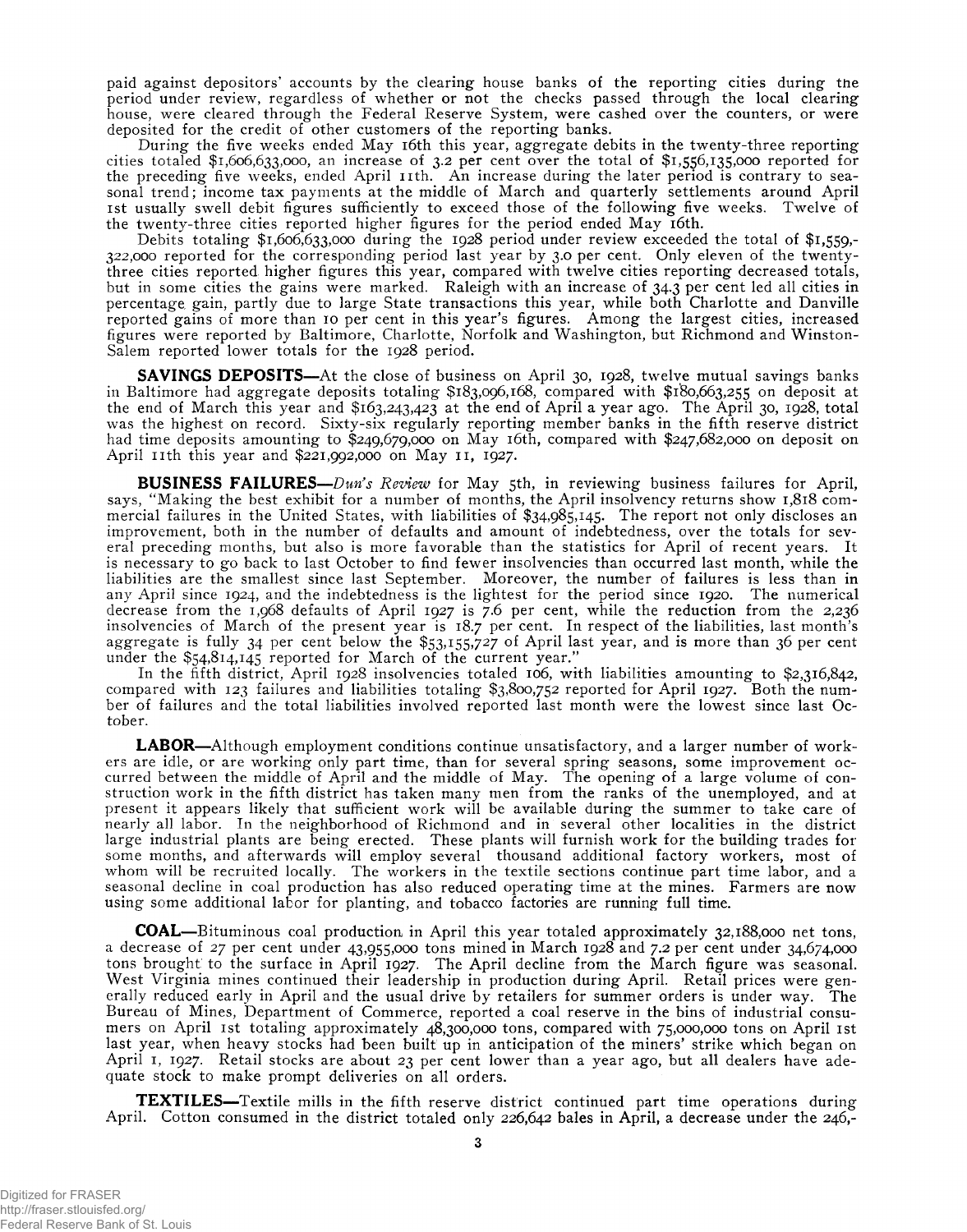paid against depositors' accounts by the clearing house banks of the reporting cities during the period under review, regardless of whether or not the checks passed through the local clearing house, were cleared through the Federal Reserve System, were cashed over the counters, or were deposited for the credit of other customers of the reporting banks.

During the five weeks ended May 16th this year, aggregate debits in the twenty-three reporting cities totaled $1,606,633,000, an increase of 3.2 per cent over the total of $1,556,135,000 reported for the preceding five weeks, ended April 11th. An increase during the later period is contrary to seasonal trend; income tax payments at the middle of March and quarterly settlements around April 1st usually swell debit figures sufficiently to exceed those of the following five weeks. Twelve of the twenty-three cities reported higher figures for the period ended May 16th.

Debits totaling $1,606,633,000 during the 1928 period under review exceeded the total of $1,559,322,000 reported for the corresponding period last year by 3.0 per cent. Only eleven of the twenty-three cities reported higher figures this year, compared with twelve cities reporting decreased totals, but in some cities the gains were marked. Raleigh with an increase of 34.3 per cent led all cities in percentage gain, partly due to large State transactions this year, while both Charlotte and Danville reported gains of more than 10 per cent in this year's figures. Among the largest cities, increased figures were reported by Baltimore, Charlotte, Norfolk and Washington, but Richmond and Winston-Salem reported lower totals for the 1928 period.

**SAVINGS DEPOSITS**—At the close of business on April 30, 1928, twelve mutual savings banks in Baltimore had aggregate deposits totaling $183,096,168, compared with $180,663,255 on deposit at the end of March this year and $163,243,423 at the end of April a year ago. The April 30, 1928, total was the highest on record. Sixty-six regularly reporting member banks in the fifth reserve district had time deposits amounting to $249,679,000 on May 16th, compared with $247,682,000 on deposit on April 11th this year and $221,992,000 on May 11, 1927.

**BUSINESS FAILURES**—*Dun's Review* for May 5th, in reviewing business failures for April, says, "Making the best exhibit for a number of months, the April insolvency returns show 1,818 commercial failures in the United States, with liabilities of $34,985,145. The report not only discloses an improvement, both in the number of defaults and amount of indebtedness, over the totals for several preceding months, but also is more favorable than the statistics for April of recent years. It is necessary to go back to last October to find fewer insolvencies than occurred last month, while the liabilities are the smallest since last September. Moreover, the number of failures is less than in any April since 1924, and the indebtedness is the lightest for the period since 1920. The numerical decrease from the 1,968 defaults of April 1927 is 7.6 per cent, while the reduction from the 2,236 insolvencies of March of the present year is 18.7 per cent. In respect of the liabilities, last month's aggregate is fully 34 per cent below the $53,155,727 of April last year, and is more than 36 per cent under the $54,814,145 reported for March of the current year."

In the fifth district, April 1928 insolvencies totaled 106, with liabilities amounting to $2,316,842, compared with 123 failures and liabilities totaling $3,800,752 reported for April 1927. Both the number of failures and the total liabilities involved reported last month were the lowest since last October.

**LABOR**—Although employment conditions continue unsatisfactory, and a larger number of workers are idle, or are working only part time, than for several spring seasons, some improvement occurred between the middle of April and the middle of May. The opening of a large volume of construction work in the fifth district has taken many men from the ranks of the unemployed, and at present it appears likely that sufficient work will be available during the summer to take care of nearly all labor. In the neighborhood of Richmond and in several other localities in the district large industrial plants are being erected. These plants will furnish work for the building trades for some months, and afterwards will employ several thousand additional factory workers, most of whom will be recruited locally. The workers in the textile sections continue part time labor, and a seasonal decline in coal production has also reduced operating time at the mines. Farmers are now using some additional labor for planting, and tobacco factories are running full time.

**COAL**—Bituminous coal production in April this year totaled approximately 32,188,000 net tons, a decrease of 27 per cent under 43,955,000 tons mined in March 1928 and 7.2 per cent under 34,674,000 tons brought to the surface in April 1927. The April decline from the March figure was seasonal. West Virginia mines continued their leadership in production during April. Retail prices were generally reduced early in April and the usual drive by retailers for summer orders is under way. The Bureau of Mines, Department of Commerce, reported a coal reserve in the bins of industrial consumers on April 1st totaling approximately 48,300,000 tons, compared with 75,000,000 tons on April 1st last year, when heavy stocks had been built up in anticipation of the miners' strike which began on April 1, 1927. Retail stocks are about 23 per cent lower than a year ago, but all dealers have adequate stock to make prompt deliveries on all orders.

**TEXTILES**—Textile mills in the fifth reserve district continued part time operations during April. Cotton consumed in the district totaled only 226,642 bales in April, a decrease under the 246,-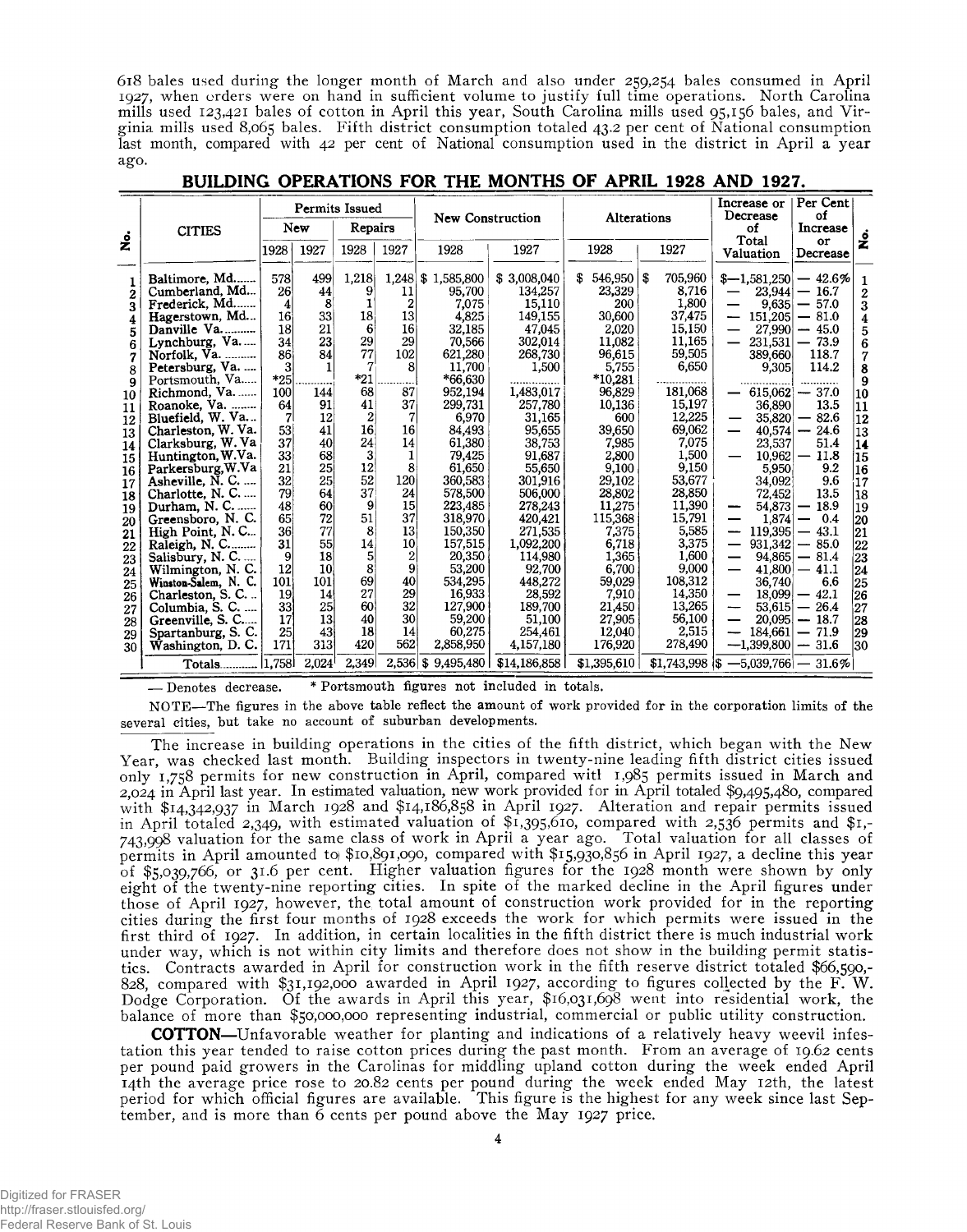618 bales used during the longer month of March and also under 259,254 bales consumed in April 1927, when orders were on hand in sufficient volume to justify full time operations. North Carolina mills used 123,421 bales of cotton in April this year, South Carolina mills used 95,156 bales, and Virginia mills used 8,065 bales. Fifth district consumption totaled 43.2 per cent of National consumption last month, compared with 42 per cent of National consumption used in the district in April a year ago.

## BUILDING OPERATIONS FOR THE MONTHS OF APRIL 1928 AND 1927.

| No. | CITIES | Permits Issued | | | | New Construction | | Alterations | | Increase or Decrease of Total Valuation | Per Cent of Increase or Decrease | No. |
|---|---|---|---|---|---|---|---|---|---|---|---|---|
| | | New | | Repairs | | | | | | | | |
| | | 1928 | 1927 | 1928 | 1927 | 1928 | 1927 | 1928 | 1927 | | | |
| 1 | Baltimore, Md. | 578 | 499 | 1,218 | 1,248 | $ 1,585,800 | $ 3,008,040 | $ 546,950 | $ 705,960 | $—1,581,250 | — 42.6% | 1 |
| 2 | Cumberland, Md. | 26 | 44 | 9 | 11 | 95,700 | 134,257 | 23,329 | 8,716 | — 23,944 | — 16.7 | 2 |
| 3 | Frederick, Md. | 4 | 8 | 1 | 2 | 7,075 | 15,110 | 200 | 1,800 | — 9,635 | — 57.0 | 3 |
| 4 | Hagerstown, Md. | 16 | 33 | 18 | 13 | 4,825 | 149,155 | 30,600 | 37,475 | — 151,205 | — 81.0 | 4 |
| 5 | Danville Va. | 18 | 21 | 6 | 16 | 32,185 | 47,045 | 2,020 | 15,150 | — 27,990 | — 45.0 | 5 |
| 6 | Lynchburg, Va. | 34 | 23 | 29 | 29 | 70,566 | 302,014 | 11,082 | 11,165 | — 231,531 | — 73.9 | 6 |
| 7 | Norfolk, Va. | 86 | 84 | 77 | 102 | 621,280 | 268,730 | 96,615 | 59,505 | 389,660 | 118.7 | 7 |
| 8 | Petersburg, Va. | 3 | 1 | 7 | 8 | 11,700 | 1,500 | 5,755 | 6,650 | 9,305 | 114.2 | 8 |
| 9 | Portsmouth, Va. | *25 | | *21 | | *66,630 | | *10,281 | | | | 9 |
| 10 | Richmond, Va. | 100 | 144 | 68 | 87 | 952,194 | 1,483,017 | 96,829 | 181,068 | — 615,062 | — 37.0 | 10 |
| 11 | Roanoke, Va. | 64 | 91 | 41 | 37 | 299,731 | 257,780 | 10,136 | 15,197 | 36,890 | 13.5 | 11 |
| 12 | Bluefield, W. Va. | 7 | 12 | 2 | 7 | 6,970 | 31,165 | 600 | 12,225 | — 35,820 | — 82.6 | 12 |
| 13 | Charleston, W. Va. | 53 | 41 | 16 | 16 | 84,493 | 95,655 | 39,650 | 69,062 | — 40,574 | — 24.6 | 13 |
| 14 | Clarksburg, W. Va | 37 | 40 | 24 | 14 | 61,380 | 38,753 | 7,985 | 7,075 | 23,537 | 51.4 | 14 |
| 15 | Huntington, W.Va. | 33 | 68 | 3 | 1 | 79,425 | 91,687 | 2,800 | 1,500 | — 10,962 | — 11.8 | 15 |
| 16 | Parkersburg, W.Va | 21 | 25 | 12 | 8 | 61,650 | 55,650 | 9,100 | 9,150 | 5,950 | 9.2 | 16 |
| 17 | Asheville, N. C. | 32 | 25 | 52 | 120 | 360,583 | 301,916 | 29,102 | 53,677 | 34,092 | 9.6 | 17 |
| 18 | Charlotte, N. C. | 79 | 64 | 37 | 24 | 578,500 | 506,000 | 28,802 | 28,850 | 72,452 | 13.5 | 18 |
| 19 | Durham, N. C. | 48 | 60 | 9 | 15 | 223,485 | 278,243 | 11,275 | 11,390 | — 54,873 | — 18.9 | 19 |
| 20 | Greensboro, N. C. | 65 | 72 | 51 | 37 | 318,970 | 420,421 | 115,368 | 15,791 | — 1,874 | — 0.4 | 20 |
| 21 | High Point, N. C. | 36 | 77 | 8 | 13 | 150,350 | 271,535 | 7,375 | 5,585 | — 119,395 | — 43.1 | 21 |
| 22 | Raleigh, N. C. | 31 | 55 | 14 | 10 | 157,515 | 1,092,200 | 6,718 | 3,375 | — 931,342 | — 85.0 | 22 |
| 23 | Salisbury, N. C. | 9 | 18 | 5 | 2 | 20,350 | 114,980 | 1,365 | 1,600 | — 94,865 | — 81.4 | 23 |
| 24 | Wilmington, N. C. | 12 | 10 | 8 | 9 | 53,200 | 92,700 | 6,700 | 9,000 | — 41,800 | — 41.1 | 24 |
| 25 | Winston-Salem, N. C. | 101 | 101 | 69 | 40 | 534,295 | 448,272 | 59,029 | 108,312 | 36,740 | 6.6 | 25 |
| 26 | Charleston, S. C. | 19 | 14 | 27 | 29 | 16,933 | 28,592 | 7,910 | 14,350 | — 18,099 | — 42.1 | 26 |
| 27 | Columbia, S. C. | 33 | 25 | 60 | 32 | 127,900 | 189,700 | 21,450 | 13,265 | — 53,615 | — 26.4 | 27 |
| 28 | Greenville, S. C. | 17 | 13 | 40 | 30 | 59,200 | 51,100 | 27,905 | 56,100 | — 20,095 | — 18.7 | 28 |
| 29 | Spartanburg, S. C. | 25 | 43 | 18 | 14 | 60,275 | 254,461 | 12,040 | 2,515 | — 184,661 | — 71.9 | 29 |
| 30 | Washington, D. C. | 171 | 313 | 420 | 562 | 2,858,950 | 4,157,180 | 176,920 | 278,490 | —1,399,800 | — 31.6 | 30 |
| | Totals | 1,758 | 2,024 | 2,349 | 2,536 | $ 9,495,480 | $14,186,858 | $1,395,610 | $1,743,998 | $ —5,039,766 | — 31.6% | |

— Denotes decrease. * Portsmouth figures not included in totals.

NOTE—The figures in the above table reflect the amount of work provided for in the corporation limits of the several cities, but take no account of suburban developments.

The increase in building operations in the cities of the fifth district, which began with the New Year, was checked last month. Building inspectors in twenty-nine leading fifth district cities issued only 1,758 permits for new construction in April, compared with 1,985 permits issued in March and 2,024 in April last year. In estimated valuation, new work provided for in April totaled $9,495,480, compared with $14,342,937 in March 1928 and $14,186,858 in April 1927. Alteration and repair permits issued in April totaled 2,349, with estimated valuation of $1,395,610, compared with 2,536 permits and $1,743,998 valuation for the same class of work in April a year ago. Total valuation for all classes of permits in April amounted to $10,891,090, compared with $15,930,856 in April 1927, a decline this year of $5,039,766, or 31.6 per cent. Higher valuation figures for the 1928 month were shown by only eight of the twenty-nine reporting cities. In spite of the marked decline in the April figures under those of April 1927, however, the total amount of construction work provided for in the reporting cities during the first four months of 1928 exceeds the work for which permits were issued in the first third of 1927. In addition, in certain localities in the fifth district there is much industrial work under way, which is not within city limits and therefore does not show in the building permit statistics. Contracts awarded in April for construction work in the fifth reserve district totaled $66,590,828, compared with $31,192,000 awarded in April 1927, according to figures collected by the F. W. Dodge Corporation. Of the awards in April this year, $16,031,698 went into residential work, the balance of more than $50,000,000 representing industrial, commercial or public utility construction.

**COTTON**—Unfavorable weather for planting and indications of a relatively heavy weevil infestation this year tended to raise cotton prices during the past month. From an average of 19.62 cents per pound paid growers in the Carolinas for middling upland cotton during the week ended April 14th the average price rose to 20.82 cents per pound during the week ended May 12th, the latest period for which official figures are available. This figure is the highest for any week since last September, and is more than 6 cents per pound above the May 1927 price.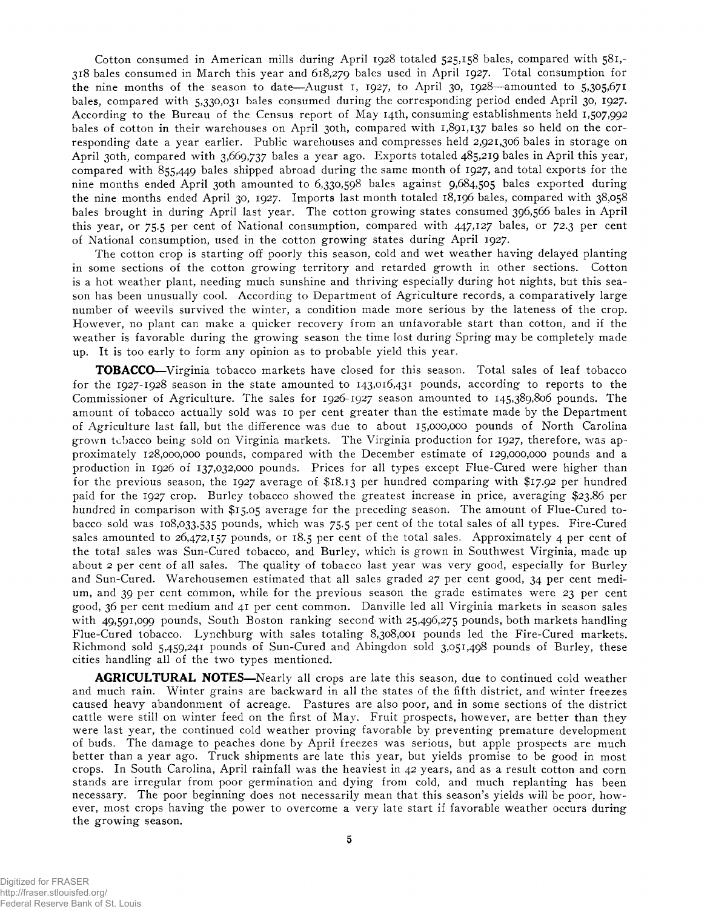Cotton consumed in American mills during April 1928 totaled 525,158 bales, compared with 581,318 bales consumed in March this year and 618,279 bales used in April 1927. Total consumption for the nine months of the season to date—August 1, 1927, to April 30, 1928—amounted to 5,305,671 bales, compared with 5,330,031 bales consumed during the corresponding period ended April 30, 1927. According to the Bureau of the Census report of May 14th, consuming establishments held 1,507,992 bales of cotton in their warehouses on April 30th, compared with 1,891,137 bales so held on the corresponding date a year earlier. Public warehouses and compresses held 2,921,306 bales in storage on April 30th, compared with 3,669,737 bales a year ago. Exports totaled 485,219 bales in April this year, compared with 855,449 bales shipped abroad during the same month of 1927, and total exports for the nine months ended April 30th amounted to 6,330,598 bales against 9,684,505 bales exported during the nine months ended April 30, 1927. Imports last month totaled 18,196 bales, compared with 38,058 bales brought in during April last year. The cotton growing states consumed 396,566 bales in April this year, or 75.5 per cent of National consumption, compared with 447,127 bales, or 72.3 per cent of National consumption, used in the cotton growing states during April 1927.

The cotton crop is starting off poorly this season, cold and wet weather having delayed planting in some sections of the cotton growing territory and retarded growth in other sections. Cotton is a hot weather plant, needing much sunshine and thriving especially during hot nights, but this season has been unusually cool. According to Department of Agriculture records, a comparatively large number of weevils survived the winter, a condition made more serious by the lateness of the crop. However, no plant can make a quicker recovery from an unfavorable start than cotton, and if the weather is favorable during the growing season the time lost during Spring may be completely made up. It is too early to form any opinion as to probable yield this year.

**TOBACCO**—Virginia tobacco markets have closed for this season. Total sales of leaf tobacco for the 1927-1928 season in the state amounted to 143,016,431 pounds, according to reports to the Commissioner of Agriculture. The sales for 1926-1927 season amounted to 145,389,806 pounds. The amount of tobacco actually sold was 10 per cent greater than the estimate made by the Department of Agriculture last fall, but the difference was due to about 15,000,000 pounds of North Carolina grown tobacco being sold on Virginia markets. The Virginia production for 1927, therefore, was approximately 128,000,000 pounds, compared with the December estimate of 129,000,000 pounds and a production in 1926 of 137,032,000 pounds. Prices for all types except Flue-Cured were higher than for the previous season, the 1927 average of $18.13 per hundred comparing with $17.92 per hundred paid for the 1927 crop. Burley tobacco showed the greatest increase in price, averaging $23.86 per hundred in comparison with $15.05 average for the preceding season. The amount of Flue-Cured tobacco sold was 108,033,535 pounds, which was 75.5 per cent of the total sales of all types. Fire-Cured sales amounted to 26,472,157 pounds, or 18.5 per cent of the total sales. Approximately 4 per cent of the total sales was Sun-Cured tobacco, and Burley, which is grown in Southwest Virginia, made up about 2 per cent of all sales. The quality of tobacco last year was very good, especially for Burley and Sun-Cured. Warehousemen estimated that all sales graded 27 per cent good, 34 per cent medium, and 39 per cent common, while for the previous season the grade estimates were 23 per cent good, 36 per cent medium and 41 per cent common. Danville led all Virginia markets in season sales with 49,591,099 pounds, South Boston ranking second with 25,496,275 pounds, both markets handling Flue-Cured tobacco. Lynchburg with sales totaling 8,308,001 pounds led the Fire-Cured markets. Richmond sold 5,459,241 pounds of Sun-Cured and Abingdon sold 3,051,498 pounds of Burley, these cities handling all of the two types mentioned.

**AGRICULTURAL NOTES**—Nearly all crops are late this season, due to continued cold weather and much rain. Winter grains are backward in all the states of the fifth district, and winter freezes caused heavy abandonment of acreage. Pastures are also poor, and in some sections of the district cattle were still on winter feed on the first of May. Fruit prospects, however, are better than they were last year, the continued cold weather proving favorable by preventing premature development of buds. The damage to peaches done by April freezes was serious, but apple prospects are much better than a year ago. Truck shipments are late this year, but yields promise to be good in most crops. In South Carolina, April rainfall was the heaviest in 42 years, and as a result cotton and corn stands are irregular from poor germination and dying from cold, and much replanting has been necessary. The poor beginning does not necessarily mean that this season's yields will be poor, however, most crops having the power to overcome a very late start if favorable weather occurs during the growing season.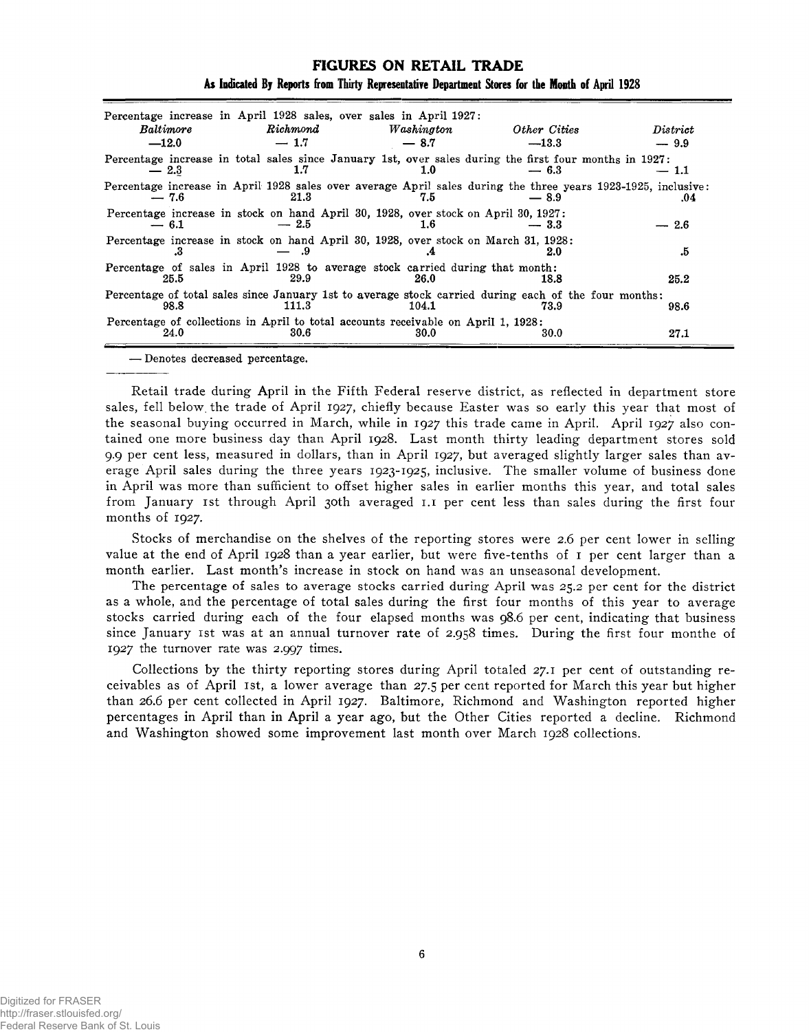## FIGURES ON RETAIL TRADE

### As Indicated By Reports from Thirty Representative Department Stores for the Month of April 1928

| | *Baltimore* | *Richmond* | *Washington* | *Other Cities* | *District* |
|---|---|---|---|---|---|
| Percentage increase in April 1928 sales, over sales in April 1927: | —12.0 | — 1.7 | — 8.7 | —13.3 | — 9.9 |
| Percentage increase in total sales since January 1st, over sales during the first four months in 1927: | — 2.3 | 1.7 | 1.0 | — 6.3 | — 1.1 |
| Percentage increase in April 1928 sales over average April sales during the three years 1923-1925, inclusive: | — 7.6 | 21.3 | 7.5 | — 8.9 | .04 |
| Percentage increase in stock on hand April 30, 1928, over stock on April 30, 1927: | — 6.1 | — 2.5 | 1.6 | — 3.3 | — 2.6 |
| Percentage increase in stock on hand April 30, 1928, over stock on March 31, 1928: | .3 | — .9 | .4 | 2.0 | .5 |
| Percentage of sales in April 1928 to average stock carried during that month: | 25.5 | 29.9 | 26.0 | 18.8 | 25.2 |
| Percentage of total sales since January 1st to average stock carried during each of the four months: | 98.8 | 111.3 | 104.1 | 73.9 | 98.6 |
| Percentage of collections in April to total accounts receivable on April 1, 1928: | 24.0 | 30.6 | 30.0 | 30.0 | 27.1 |

— Denotes decreased percentage.

Retail trade during April in the Fifth Federal reserve district, as reflected in department store sales, fell below the trade of April 1927, chiefly because Easter was so early this year that most of the seasonal buying occurred in March, while in 1927 this trade came in April. April 1927 also contained one more business day than April 1928. Last month thirty leading department stores sold 9.9 per cent less, measured in dollars, than in April 1927, but averaged slightly larger sales than average April sales during the three years 1923-1925, inclusive. The smaller volume of business done in April was more than sufficient to offset higher sales in earlier months this year, and total sales from January 1st through April 30th averaged 1.1 per cent less than sales during the first four months of 1927.

Stocks of merchandise on the shelves of the reporting stores were 2.6 per cent lower in selling value at the end of April 1928 than a year earlier, but were five-tenths of 1 per cent larger than a month earlier. Last month's increase in stock on hand was an unseasonal development.

The percentage of sales to average stocks carried during April was 25.2 per cent for the district as a whole, and the percentage of total sales during the first four months of this year to average stocks carried during each of the four elapsed months was 98.6 per cent, indicating that business since January 1st was at an annual turnover rate of 2.958 times. During the first four monthe of 1927 the turnover rate was 2.997 times.

Collections by the thirty reporting stores during April totaled 27.1 per cent of outstanding receivables as of April 1st, a lower average than 27.5 per cent reported for March this year but higher than 26.6 per cent collected in April 1927. Baltimore, Richmond and Washington reported higher percentages in April than in April a year ago, but the Other Cities reported a decline. Richmond and Washington showed some improvement last month over March 1928 collections.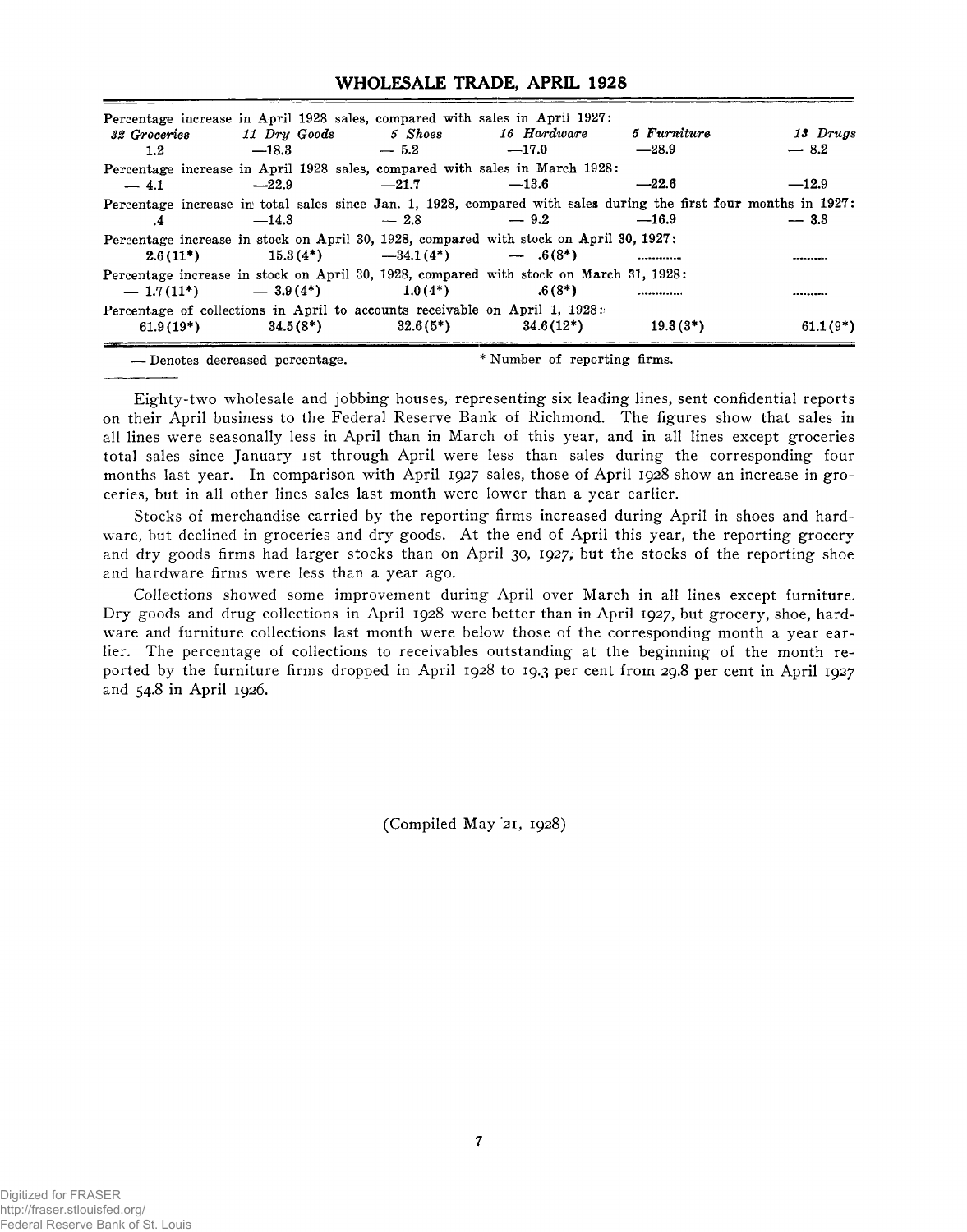## WHOLESALE TRADE, APRIL 1928

| | 32 Groceries | 11 Dry Goods | 5 Shoes | 16 Hardware | 5 Furniture | 13 Drugs |
|---|---|---|---|---|---|---|
| Percentage increase in April 1928 sales, compared with sales in April 1927: | 1.2 | —18.3 | — 5.2 | —17.0 | —28.9 | — 8.2 |
| Percentage increase in April 1928 sales, compared with sales in March 1928: | — 4.1 | —22.9 | —21.7 | —13.6 | —22.6 | —12.9 |
| Percentage increase in total sales since Jan. 1, 1928, compared with sales during the first four months in 1927: | .4 | —14.3 | — 2.8 | — 9.2 | —16.9 | — 3.3 |
| Percentage increase in stock on April 30, 1928, compared with stock on April 30, 1927: | 2.6(11*) | 15.3(4*) | —34.1(4*) | — .6(8*) | .......... | .......... |
| Percentage increase in stock on April 30, 1928, compared with stock on March 31, 1928: | — 1.7(11*) | — 3.9(4*) | 1.0(4*) | .6(8*) | .......... | .......... |
| Percentage of collections in April to accounts receivable on April 1, 1928: | 61.9(19*) | 34.5(8*) | 32.6(5*) | 34.6(12*) | 19.3(3*) | 61.1(9*) |

— Denotes decreased percentage. * Number of reporting firms.

Eighty-two wholesale and jobbing houses, representing six leading lines, sent confidential reports on their April business to the Federal Reserve Bank of Richmond. The figures show that sales in all lines were seasonally less in April than in March of this year, and in all lines except groceries total sales since January 1st through April were less than sales during the corresponding four months last year. In comparison with April 1927 sales, those of April 1928 show an increase in groceries, but in all other lines sales last month were lower than a year earlier.

Stocks of merchandise carried by the reporting firms increased during April in shoes and hardware, but declined in groceries and dry goods. At the end of April this year, the reporting grocery and dry goods firms had larger stocks than on April 30, 1927, but the stocks of the reporting shoe and hardware firms were less than a year ago.

Collections showed some improvement during April over March in all lines except furniture. Dry goods and drug collections in April 1928 were better than in April 1927, but grocery, shoe, hardware and furniture collections last month were below those of the corresponding month a year earlier. The percentage of collections to receivables outstanding at the beginning of the month reported by the furniture firms dropped in April 1928 to 19.3 per cent from 29.8 per cent in April 1927 and 54.8 in April 1926.

(Compiled May 21, 1928)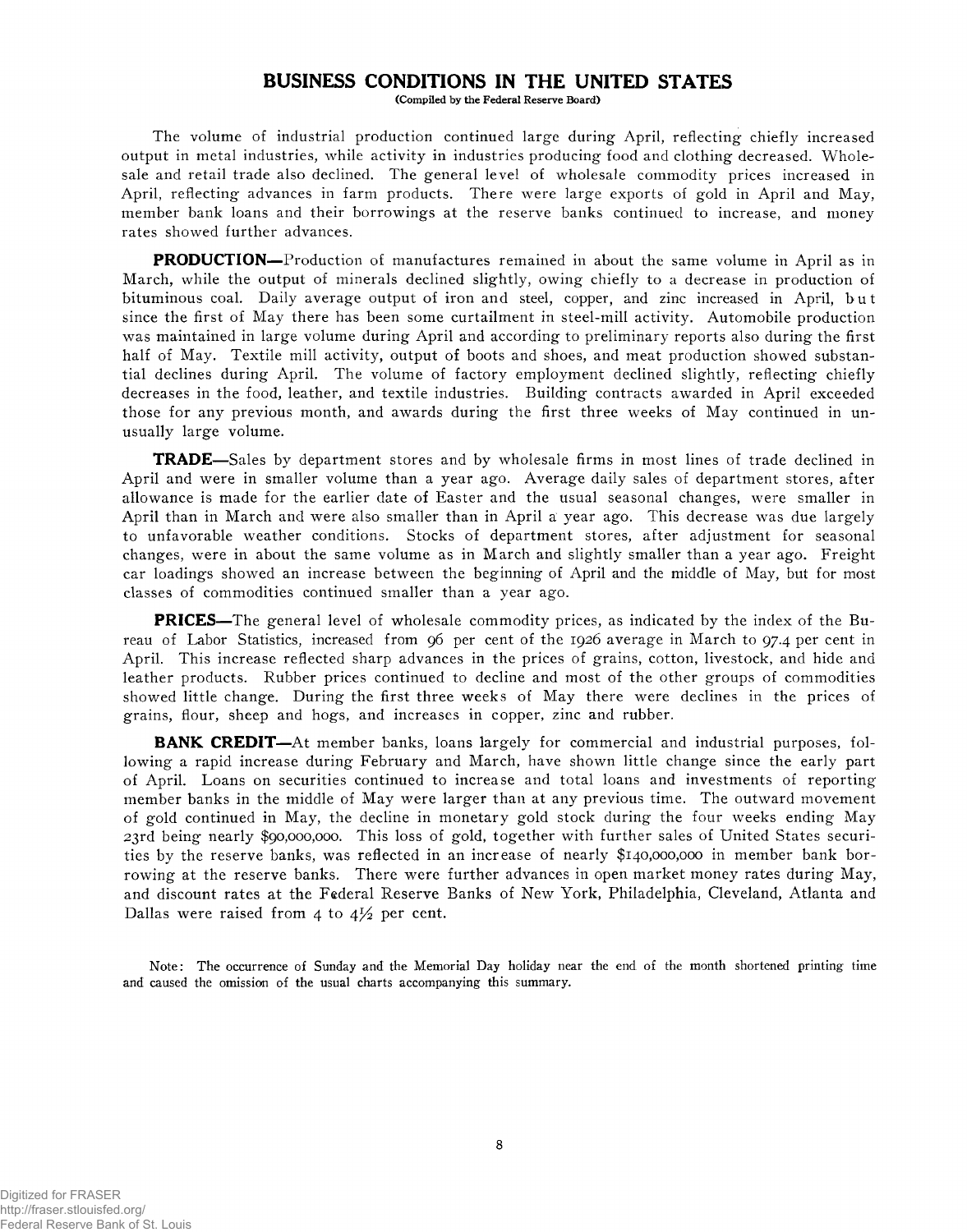# BUSINESS CONDITIONS IN THE UNITED STATES

(Compiled by the Federal Reserve Board)

The volume of industrial production continued large during April, reflecting chiefly increased output in metal industries, while activity in industries producing food and clothing decreased. Wholesale and retail trade also declined. The general level of wholesale commodity prices increased in April, reflecting advances in farm products. There were large exports of gold in April and May, member bank loans and their borrowings at the reserve banks continued to increase, and money rates showed further advances.

**PRODUCTION**—Production of manufactures remained in about the same volume in April as in March, while the output of minerals declined slightly, owing chiefly to a decrease in production of bituminous coal. Daily average output of iron and steel, copper, and zinc increased in April, but since the first of May there has been some curtailment in steel-mill activity. Automobile production was maintained in large volume during April and according to preliminary reports also during the first half of May. Textile mill activity, output of boots and shoes, and meat production showed substantial declines during April. The volume of factory employment declined slightly, reflecting chiefly decreases in the food, leather, and textile industries. Building contracts awarded in April exceeded those for any previous month, and awards during the first three weeks of May continued in unusually large volume.

**TRADE**—Sales by department stores and by wholesale firms in most lines of trade declined in April and were in smaller volume than a year ago. Average daily sales of department stores, after allowance is made for the earlier date of Easter and the usual seasonal changes, were smaller in April than in March and were also smaller than in April a year ago. This decrease was due largely to unfavorable weather conditions. Stocks of department stores, after adjustment for seasonal changes, were in about the same volume as in March and slightly smaller than a year ago. Freight car loadings showed an increase between the beginning of April and the middle of May, but for most classes of commodities continued smaller than a year ago.

**PRICES**—The general level of wholesale commodity prices, as indicated by the index of the Bureau of Labor Statistics, increased from 96 per cent of the 1926 average in March to 97.4 per cent in April. This increase reflected sharp advances in the prices of grains, cotton, livestock, and hide and leather products. Rubber prices continued to decline and most of the other groups of commodities showed little change. During the first three weeks of May there were declines in the prices of grains, flour, sheep and hogs, and increases in copper, zinc and rubber.

**BANK CREDIT**—At member banks, loans largely for commercial and industrial purposes, following a rapid increase during February and March, have shown little change since the early part of April. Loans on securities continued to increase and total loans and investments of reporting member banks in the middle of May were larger than at any previous time. The outward movement of gold continued in May, the decline in monetary gold stock during the four weeks ending May 23rd being nearly $90,000,000. This loss of gold, together with further sales of United States securities by the reserve banks, was reflected in an increase of nearly $140,000,000 in member bank borrowing at the reserve banks. There were further advances in open market money rates during May, and discount rates at the Federal Reserve Banks of New York, Philadelphia, Cleveland, Atlanta and Dallas were raised from 4 to 4½ per cent.

Note: The occurrence of Sunday and the Memorial Day holiday near the end of the month shortened printing time and caused the omission of the usual charts accompanying this summary.